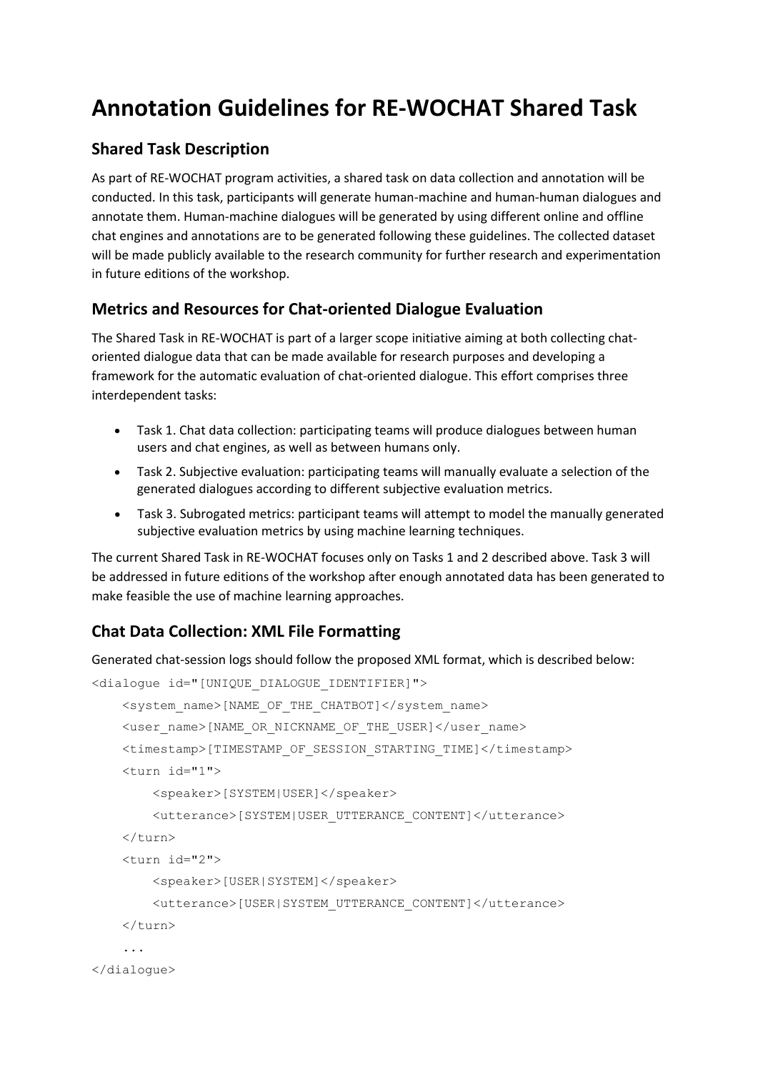# Annotation Guidelines for RE-WOCHAT Shared Task

## Shared Task Description

As part of RE-WOCHAT program activities, a shared task on data collection and annotation will be conducted. In this task, participants will generate human-machine and human-human dialogues and annotate them. Human-machine dialogues will be generated by using different online and offline chat engines and annotations are to be generated following these guidelines. The collected dataset will be made publicly available to the research community for further research and experimentation in future editions of the workshop.

## Metrics and Resources for Chat-oriented Dialogue Evaluation

The Shared Task in RE-WOCHAT is part of a larger scope initiative aiming at both collecting chat-oriented dialogue data that can be made available for research purposes and developing a framework for the automatic evaluation of chat-oriented dialogue. This effort comprises three interdependent tasks:

- Task 1. Chat data collection: participating teams will produce dialogues between human users and chat engines, as well as between humans only.
- Task 2. Subjective evaluation: participating teams will manually evaluate a selection of the generated dialogues according to different subjective evaluation metrics.
- Task 3. Subrogated metrics: participant teams will attempt to model the manually generated subjective evaluation metrics by using machine learning techniques.

The current Shared Task in RE-WOCHAT focuses only on Tasks 1 and 2 described above. Task 3 will be addressed in future editions of the workshop after enough annotated data has been generated to make feasible the use of machine learning approaches.

## Chat Data Collection: XML File Formatting

Generated chat-session logs should follow the proposed XML format, which is described below:

```
<dialogue id="[UNIQUE_DIALOGUE_IDENTIFIER]">
    <system_name>[NAME_OF_THE_CHATBOT]</system_name>
    <user_name>[NAME_OR_NICKNAME_OF_THE_USER]</user_name>
    <timestamp>[TIMESTAMP_OF_SESSION_STARTING_TIME]</timestamp>
    <turn id="1">
        <speaker>[SYSTEM|USER]</speaker>
        <utterance>[SYSTEM|USER_UTTERANCE_CONTENT]</utterance>
    </turn>
    <turn id="2">
        <speaker>[USER|SYSTEM]</speaker>
        <utterance>[USER|SYSTEM_UTTERANCE_CONTENT]</utterance>
    </turn>
    ...
</dialogue>
```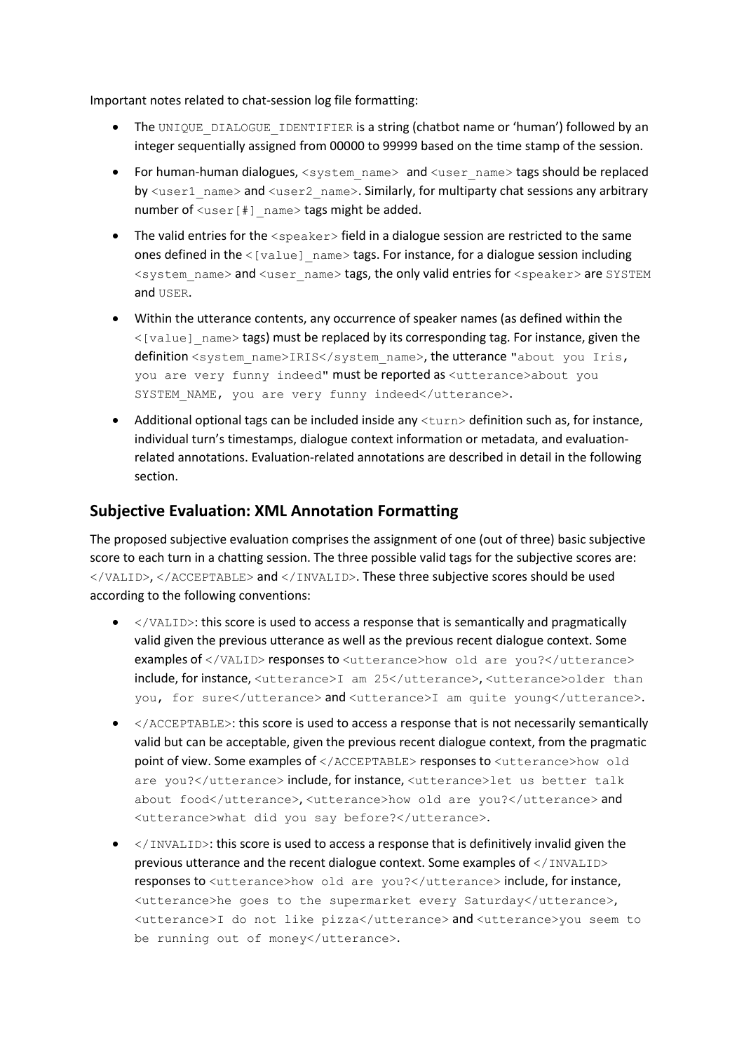Important notes related to chat-session log file formatting:

- The `UNIQUE_DIALOGUE_IDENTIFIER` is a string (chatbot name or 'human') followed by an integer sequentially assigned from 00000 to 99999 based on the time stamp of the session.
- For human-human dialogues, `<system_name>` and `<user_name>` tags should be replaced by `<user1_name>` and `<user2_name>`. Similarly, for multiparty chat sessions any arbitrary number of `<user[#]_name>` tags might be added.
- The valid entries for the `<speaker>` field in a dialogue session are restricted to the same ones defined in the `<[value]_name>` tags. For instance, for a dialogue session including `<system_name>` and `<user_name>` tags, the only valid entries for `<speaker>` are `SYSTEM` and `USER`.
- Within the utterance contents, any occurrence of speaker names (as defined within the `<[value]_name>` tags) must be replaced by its corresponding tag. For instance, given the definition `<system_name>IRIS</system_name>`, the utterance "`about you Iris, you are very funny indeed`" must be reported as `<utterance>about you SYSTEM_NAME, you are very funny indeed</utterance>`.
- Additional optional tags can be included inside any `<turn>` definition such as, for instance, individual turn's timestamps, dialogue context information or metadata, and evaluation-related annotations. Evaluation-related annotations are described in detail in the following section.

## Subjective Evaluation: XML Annotation Formatting

The proposed subjective evaluation comprises the assignment of one (out of three) basic subjective score to each turn in a chatting session. The three possible valid tags for the subjective scores are: `</VALID>`, `</ACCEPTABLE>` and `</INVALID>`. These three subjective scores should be used according to the following conventions:

- `</VALID>`: this score is used to access a response that is semantically and pragmatically valid given the previous utterance as well as the previous recent dialogue context. Some examples of `</VALID>` responses to `<utterance>how old are you?</utterance>` include, for instance, `<utterance>I am 25</utterance>`, `<utterance>older than you, for sure</utterance>` and `<utterance>I am quite young</utterance>`.
- `</ACCEPTABLE>`: this score is used to access a response that is not necessarily semantically valid but can be acceptable, given the previous recent dialogue context, from the pragmatic point of view. Some examples of `</ACCEPTABLE>` responses to `<utterance>how old are you?</utterance>` include, for instance, `<utterance>let us better talk about food</utterance>`, `<utterance>how old are you?</utterance>` and `<utterance>what did you say before?</utterance>`.
- `</INVALID>`: this score is used to access a response that is definitively invalid given the previous utterance and the recent dialogue context. Some examples of `</INVALID>` responses to `<utterance>how old are you?</utterance>` include, for instance, `<utterance>he goes to the supermarket every Saturday</utterance>`, `<utterance>I do not like pizza</utterance>` and `<utterance>you seem to be running out of money</utterance>`.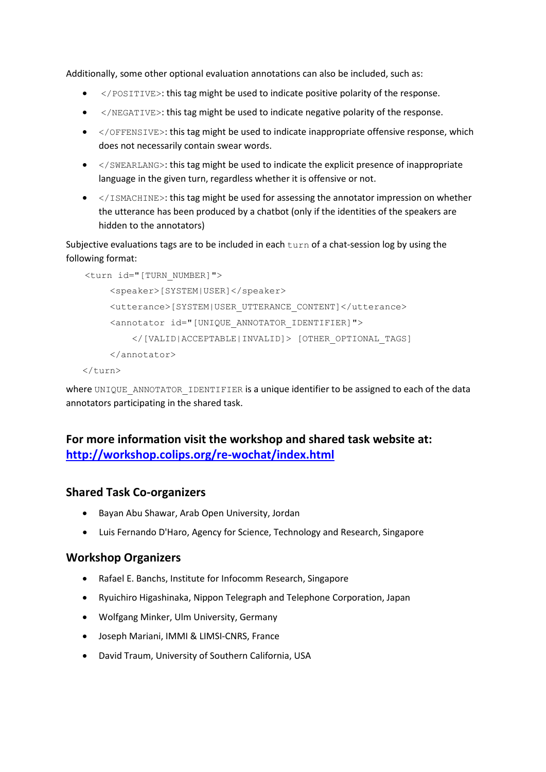Additionally, some other optional evaluation annotations can also be included, such as:

- `</POSITIVE>`: this tag might be used to indicate positive polarity of the response.
- `</NEGATIVE>`: this tag might be used to indicate negative polarity of the response.
- `</OFFENSIVE>`: this tag might be used to indicate inappropriate offensive response, which does not necessarily contain swear words.
- `</SWEARLANG>`: this tag might be used to indicate the explicit presence of inappropriate language in the given turn, regardless whether it is offensive or not.
- `</ISMACHINE>`: this tag might be used for assessing the annotator impression on whether the utterance has been produced by a chatbot (only if the identities of the speakers are hidden to the annotators)

Subjective evaluations tags are to be included in each `turn` of a chat-session log by using the following format:

```
<turn id="[TURN_NUMBER]">
    <speaker>[SYSTEM|USER]</speaker>
    <utterance>[SYSTEM|USER_UTTERANCE_CONTENT]</utterance>
    <annotator id="[UNIQUE_ANNOTATOR_IDENTIFIER]">
        </[VALID|ACCEPTABLE|INVALID]> [OTHER_OPTIONAL_TAGS]
    </annotator>
</turn>
```

where `UNIQUE_ANNOTATOR_IDENTIFIER` is a unique identifier to be assigned to each of the data annotators participating in the shared task.

## For more information visit the workshop and shared task website at: [http://workshop.colips.org/re-wochat/index.html](http://workshop.colips.org/re-wochat/index.html)

### Shared Task Co-organizers

- Bayan Abu Shawar, Arab Open University, Jordan
- Luis Fernando D'Haro, Agency for Science, Technology and Research, Singapore

### Workshop Organizers

- Rafael E. Banchs, Institute for Infocomm Research, Singapore
- Ryuichiro Higashinaka, Nippon Telegraph and Telephone Corporation, Japan
- Wolfgang Minker, Ulm University, Germany
- Joseph Mariani, IMMI & LIMSI-CNRS, France
- David Traum, University of Southern California, USA